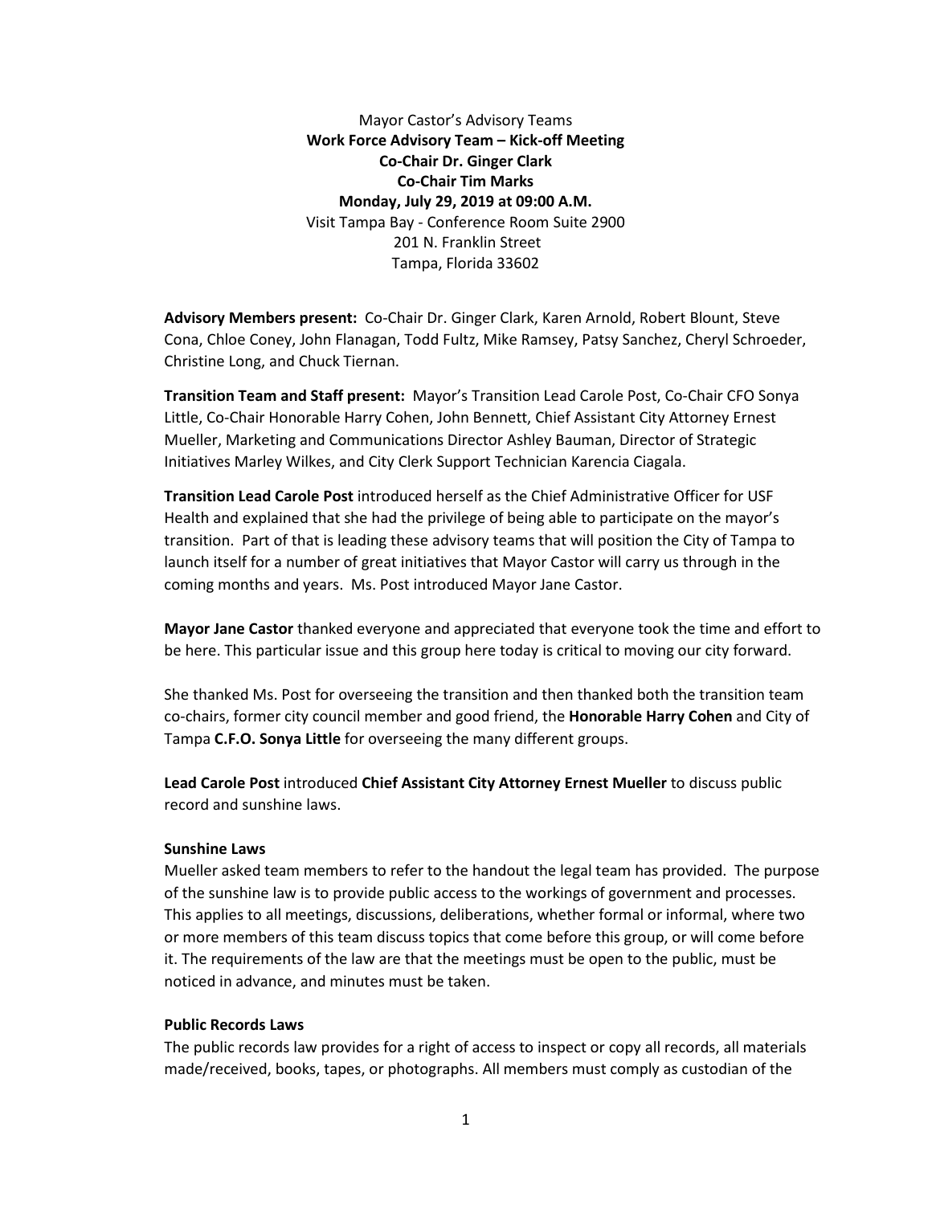Mayor Castor's Advisory Teams

**Work Force Advisory Team – Kick-off Meeting**

**Co-Chair Dr. Ginger Clark**

**Co-Chair Tim Marks**

**Monday, July 29, 2019 at 09:00 A.M.**

Visit Tampa Bay - Conference Room Suite 2900

201 N. Franklin Street

Tampa, Florida 33602

**Advisory Members present:** Co-Chair Dr. Ginger Clark, Karen Arnold, Robert Blount, Steve Cona, Chloe Coney, John Flanagan, Todd Fultz, Mike Ramsey, Patsy Sanchez, Cheryl Schroeder, Christine Long, and Chuck Tiernan.

**Transition Team and Staff present:** Mayor's Transition Lead Carole Post, Co-Chair CFO Sonya Little, Co-Chair Honorable Harry Cohen, John Bennett, Chief Assistant City Attorney Ernest Mueller, Marketing and Communications Director Ashley Bauman, Director of Strategic Initiatives Marley Wilkes, and City Clerk Support Technician Karencia Ciagala.

**Transition Lead Carole Post** introduced herself as the Chief Administrative Officer for USF Health and explained that she had the privilege of being able to participate on the mayor's transition. Part of that is leading these advisory teams that will position the City of Tampa to launch itself for a number of great initiatives that Mayor Castor will carry us through in the coming months and years. Ms. Post introduced Mayor Jane Castor.

**Mayor Jane Castor** thanked everyone and appreciated that everyone took the time and effort to be here. This particular issue and this group here today is critical to moving our city forward.

She thanked Ms. Post for overseeing the transition and then thanked both the transition team co-chairs, former city council member and good friend, the **Honorable Harry Cohen** and City of Tampa **C.F.O. Sonya Little** for overseeing the many different groups.

**Lead Carole Post** introduced **Chief Assistant City Attorney Ernest Mueller** to discuss public record and sunshine laws.

### Sunshine Laws

Mueller asked team members to refer to the handout the legal team has provided. The purpose of the sunshine law is to provide public access to the workings of government and processes. This applies to all meetings, discussions, deliberations, whether formal or informal, where two or more members of this team discuss topics that come before this group, or will come before it. The requirements of the law are that the meetings must be open to the public, must be noticed in advance, and minutes must be taken.

### Public Records Laws

The public records law provides for a right of access to inspect or copy all records, all materials made/received, books, tapes, or photographs. All members must comply as custodian of the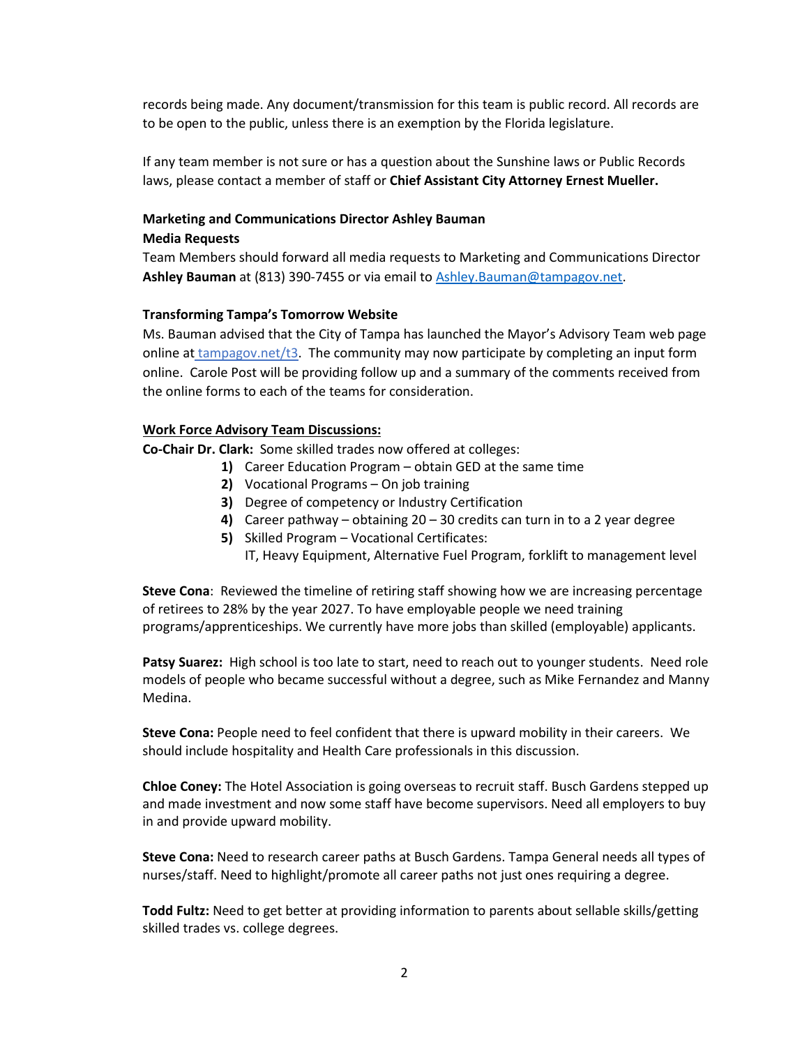records being made. Any document/transmission for this team is public record. All records are to be open to the public, unless there is an exemption by the Florida legislature.

If any team member is not sure or has a question about the Sunshine laws or Public Records laws, please contact a member of staff or **Chief Assistant City Attorney Ernest Mueller.**

**Marketing and Communications Director Ashley Bauman**
**Media Requests**
Team Members should forward all media requests to Marketing and Communications Director **Ashley Bauman** at (813) 390-7455 or via email to Ashley.Bauman@tampagov.net.

**Transforming Tampa's Tomorrow Website**
Ms. Bauman advised that the City of Tampa has launched the Mayor's Advisory Team web page online at tampagov.net/t3. The community may now participate by completing an input form online. Carole Post will be providing follow up and a summary of the comments received from the online forms to each of the teams for consideration.

**Work Force Advisory Team Discussions:**

**Co-Chair Dr. Clark:** Some skilled trades now offered at colleges:

1) Career Education Program – obtain GED at the same time
2) Vocational Programs – On job training
3) Degree of competency or Industry Certification
4) Career pathway – obtaining 20 – 30 credits can turn in to a 2 year degree
5) Skilled Program – Vocational Certificates:
   IT, Heavy Equipment, Alternative Fuel Program, forklift to management level

**Steve Cona**: Reviewed the timeline of retiring staff showing how we are increasing percentage of retirees to 28% by the year 2027. To have employable people we need training programs/apprenticeships. We currently have more jobs than skilled (employable) applicants.

**Patsy Suarez:** High school is too late to start, need to reach out to younger students. Need role models of people who became successful without a degree, such as Mike Fernandez and Manny Medina.

**Steve Cona:** People need to feel confident that there is upward mobility in their careers. We should include hospitality and Health Care professionals in this discussion.

**Chloe Coney:** The Hotel Association is going overseas to recruit staff. Busch Gardens stepped up and made investment and now some staff have become supervisors. Need all employers to buy in and provide upward mobility.

**Steve Cona:** Need to research career paths at Busch Gardens. Tampa General needs all types of nurses/staff. Need to highlight/promote all career paths not just ones requiring a degree.

**Todd Fultz:** Need to get better at providing information to parents about sellable skills/getting skilled trades vs. college degrees.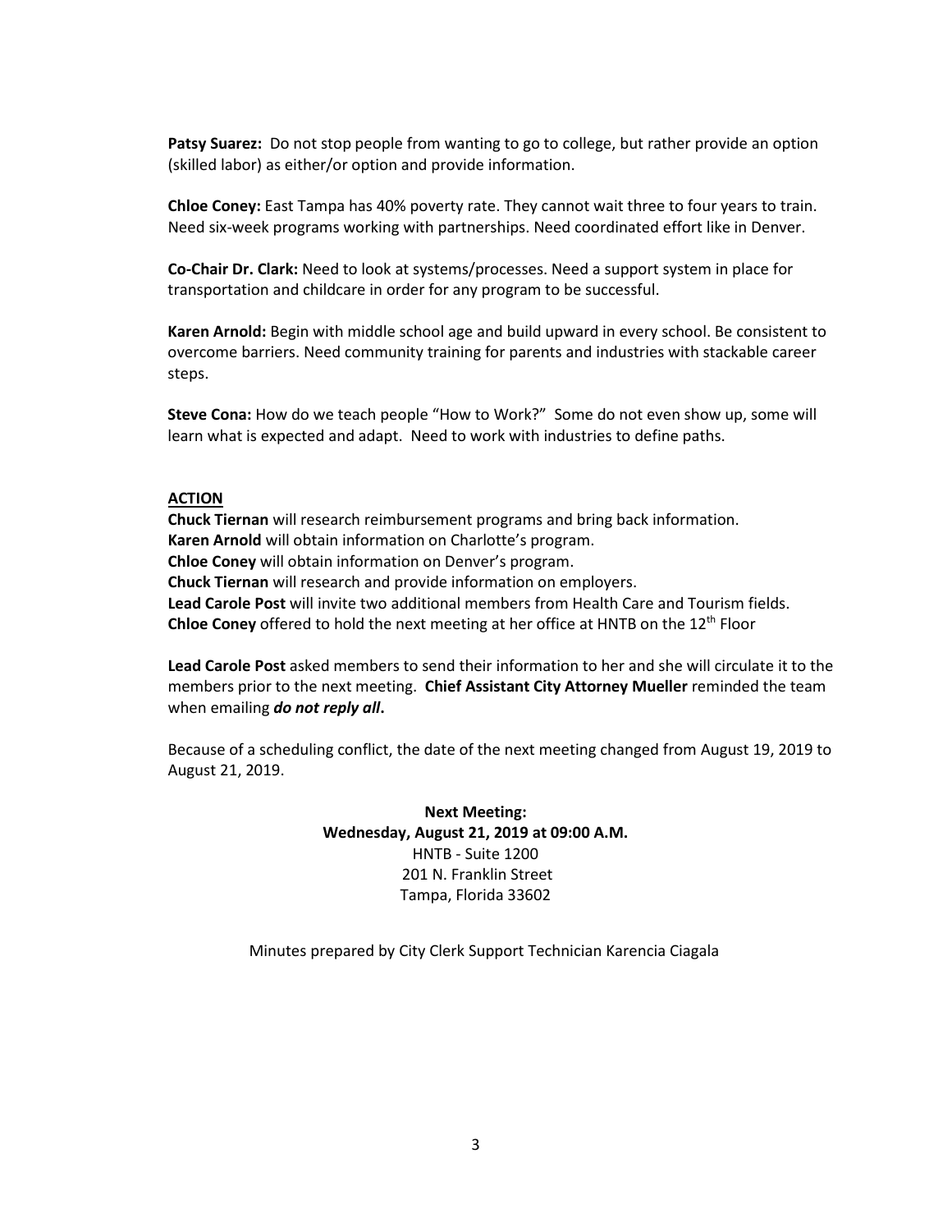**Patsy Suarez:** Do not stop people from wanting to go to college, but rather provide an option (skilled labor) as either/or option and provide information.

**Chloe Coney:** East Tampa has 40% poverty rate. They cannot wait three to four years to train. Need six-week programs working with partnerships. Need coordinated effort like in Denver.

**Co-Chair Dr. Clark:** Need to look at systems/processes. Need a support system in place for transportation and childcare in order for any program to be successful.

**Karen Arnold:** Begin with middle school age and build upward in every school. Be consistent to overcome barriers. Need community training for parents and industries with stackable career steps.

**Steve Cona:** How do we teach people "How to Work?" Some do not even show up, some will learn what is expected and adapt. Need to work with industries to define paths.

**ACTION**

**Chuck Tiernan** will research reimbursement programs and bring back information.
**Karen Arnold** will obtain information on Charlotte's program.
**Chloe Coney** will obtain information on Denver's program.
**Chuck Tiernan** will research and provide information on employers.
**Lead Carole Post** will invite two additional members from Health Care and Tourism fields.
**Chloe Coney** offered to hold the next meeting at her office at HNTB on the 12th Floor

**Lead Carole Post** asked members to send their information to her and she will circulate it to the members prior to the next meeting. **Chief Assistant City Attorney Mueller** reminded the team when emailing ***do not reply all*.**

Because of a scheduling conflict, the date of the next meeting changed from August 19, 2019 to August 21, 2019.

**Next Meeting:**
**Wednesday, August 21, 2019 at 09:00 A.M.**
HNTB - Suite 1200
201 N. Franklin Street
Tampa, Florida 33602

Minutes prepared by City Clerk Support Technician Karencia Ciagala